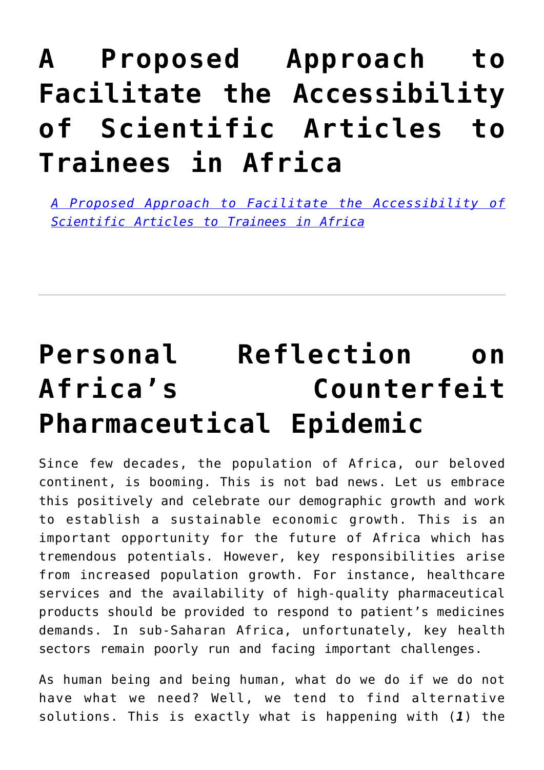# A Proposed Approach to Facilitate the Accessibility of Scientific Articles to Trainees in Africa

[A Proposed Approach to Facilitate the Accessibility of Scientific Articles to Trainees in Africa]

---

# Personal Reflection on Africa's Counterfeit Pharmaceutical Epidemic

Since few decades, the population of Africa, our beloved continent, is booming. This is not bad news. Let us embrace this positively and celebrate our demographic growth and work to establish a sustainable economic growth. This is an important opportunity for the future of Africa which has tremendous potentials. However, key responsibilities arise from increased population growth. For instance, healthcare services and the availability of high-quality pharmaceutical products should be provided to respond to patient's medicines demands. In sub-Saharan Africa, unfortunately, key health sectors remain poorly run and facing important challenges.

As human being and being human, what do we do if we do not have what we need? Well, we tend to find alternative solutions. This is exactly what is happening with (***1***) the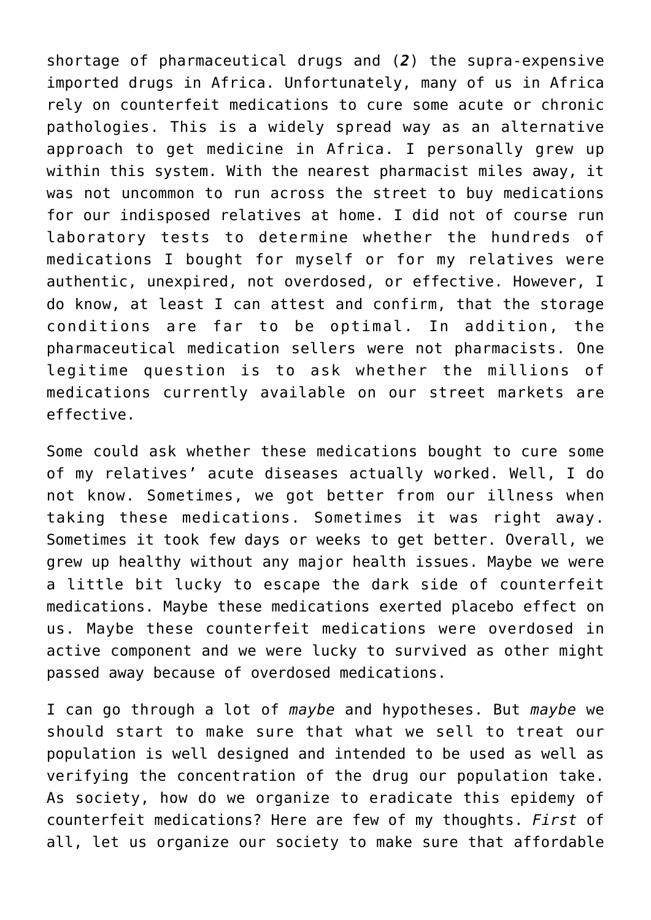shortage of pharmaceutical drugs and (***2***) the supra-expensive imported drugs in Africa. Unfortunately, many of us in Africa rely on counterfeit medications to cure some acute or chronic pathologies. This is a widely spread way as an alternative approach to get medicine in Africa. I personally grew up within this system. With the nearest pharmacist miles away, it was not uncommon to run across the street to buy medications for our indisposed relatives at home. I did not of course run laboratory tests to determine whether the hundreds of medications I bought for myself or for my relatives were authentic, unexpired, not overdosed, or effective. However, I do know, at least I can attest and confirm, that the storage conditions are far to be optimal. In addition, the pharmaceutical medication sellers were not pharmacists. One legitime question is to ask whether the millions of medications currently available on our street markets are effective.

Some could ask whether these medications bought to cure some of my relatives' acute diseases actually worked. Well, I do not know. Sometimes, we got better from our illness when taking these medications. Sometimes it was right away. Sometimes it took few days or weeks to get better. Overall, we grew up healthy without any major health issues. Maybe we were a little bit lucky to escape the dark side of counterfeit medications. Maybe these medications exerted placebo effect on us. Maybe these counterfeit medications were overdosed in active component and we were lucky to survived as other might passed away because of overdosed medications.

I can go through a lot of *maybe* and hypotheses. But *maybe* we should start to make sure that what we sell to treat our population is well designed and intended to be used as well as verifying the concentration of the drug our population take. As society, how do we organize to eradicate this epidemy of counterfeit medications? Here are few of my thoughts. *First* of all, let us organize our society to make sure that affordable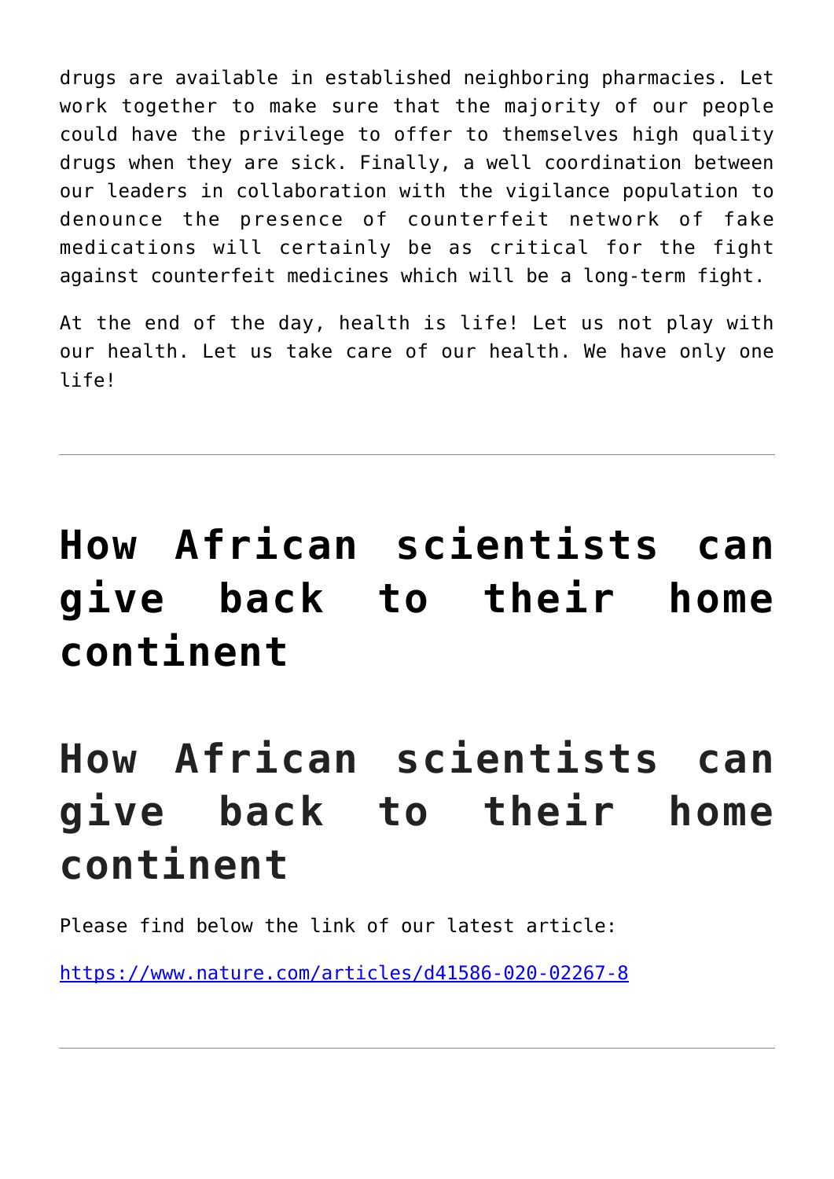drugs are available in established neighboring pharmacies. Let work together to make sure that the majority of our people could have the privilege to offer to themselves high quality drugs when they are sick. Finally, a well coordination between our leaders in collaboration with the vigilance population to denounce the presence of counterfeit network of fake medications will certainly be as critical for the fight against counterfeit medicines which will be a long-term fight.

At the end of the day, health is life! Let us not play with our health. Let us take care of our health. We have only one life!

---

# How African scientists can give back to their home continent

# How African scientists can give back to their home continent

Please find below the link of our latest article:

https://www.nature.com/articles/d41586-020-02267-8

---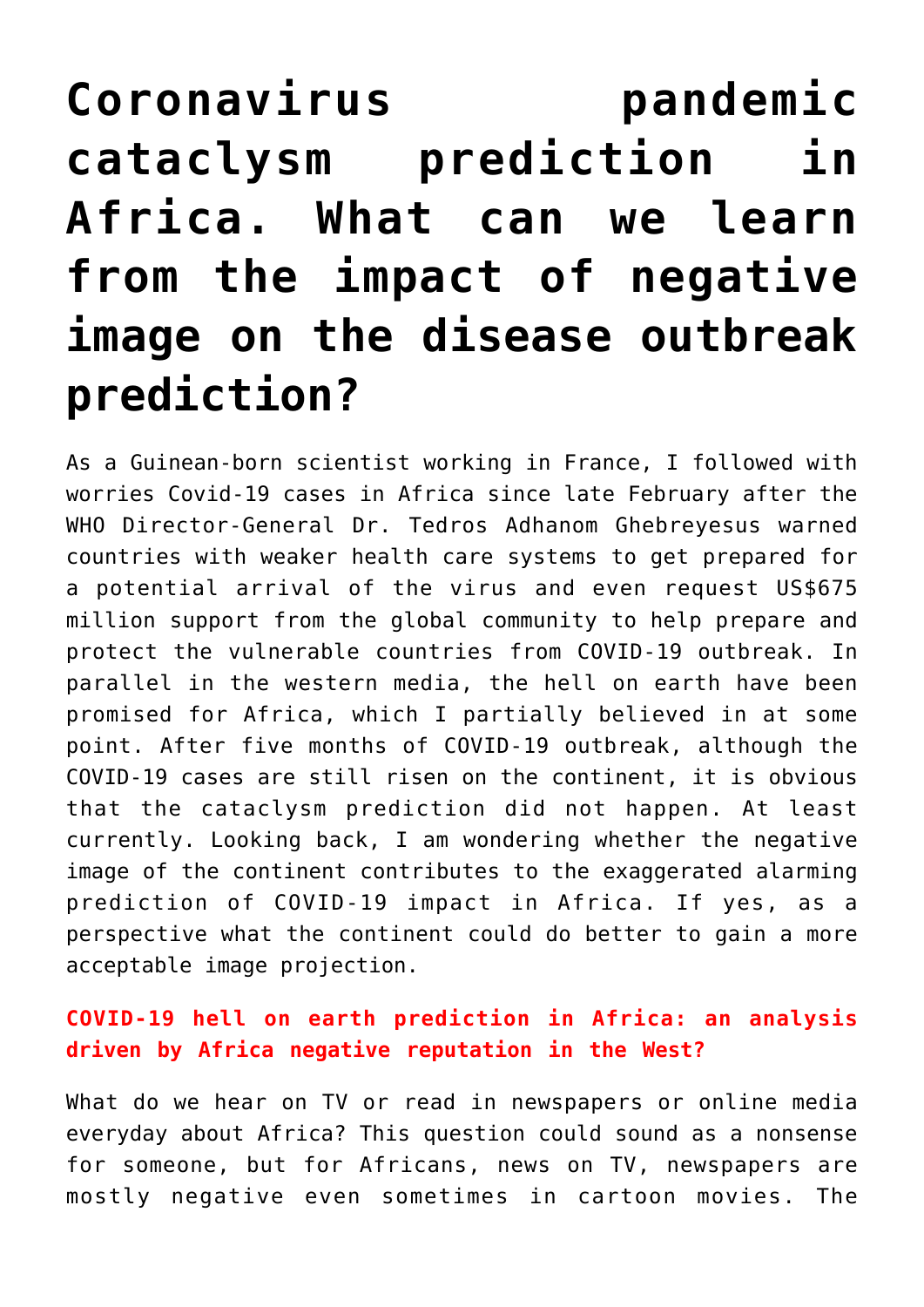# Coronavirus pandemic cataclysm prediction in Africa. What can we learn from the impact of negative image on the disease outbreak prediction?

As a Guinean-born scientist working in France, I followed with worries Covid-19 cases in Africa since late February after the WHO Director-General Dr. Tedros Adhanom Ghebreyesus warned countries with weaker health care systems to get prepared for a potential arrival of the virus and even request US$675 million support from the global community to help prepare and protect the vulnerable countries from COVID-19 outbreak. In parallel in the western media, the hell on earth have been promised for Africa, which I partially believed in at some point. After five months of COVID-19 outbreak, although the COVID-19 cases are still risen on the continent, it is obvious that the cataclysm prediction did not happen. At least currently. Looking back, I am wondering whether the negative image of the continent contributes to the exaggerated alarming prediction of COVID-19 impact in Africa. If yes, as a perspective what the continent could do better to gain a more acceptable image projection.

### COVID-19 hell on earth prediction in Africa: an analysis driven by Africa negative reputation in the West?

What do we hear on TV or read in newspapers or online media everyday about Africa? This question could sound as a nonsense for someone, but for Africans, news on TV, newspapers are mostly negative even sometimes in cartoon movies. The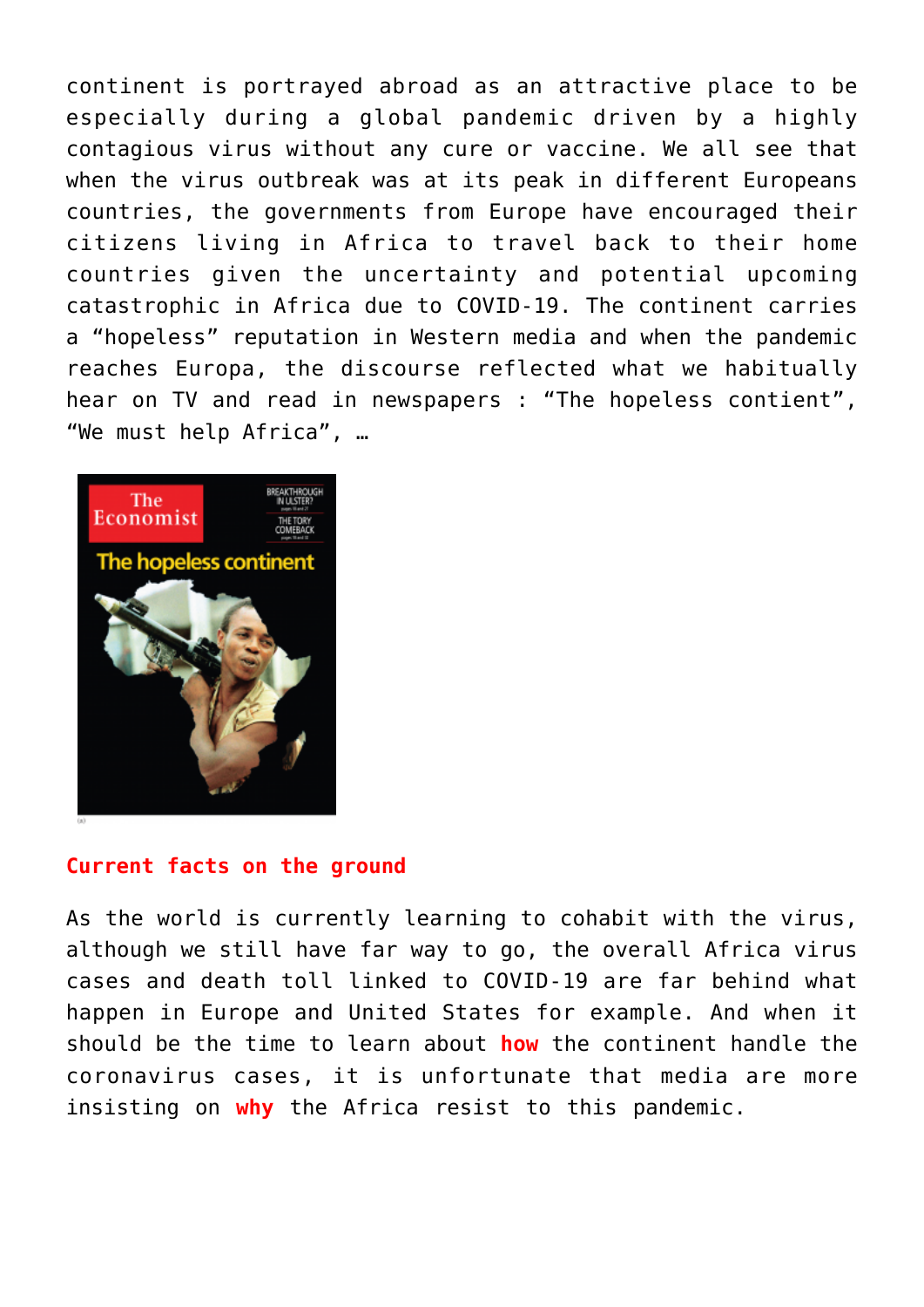continent is portrayed abroad as an attractive place to be especially during a global pandemic driven by a highly contagious virus without any cure or vaccine. We all see that when the virus outbreak was at its peak in different Europeans countries, the governments from Europe have encouraged their citizens living in Africa to travel back to their home countries given the uncertainty and potential upcoming catastrophic in Africa due to COVID-19. The continent carries a "hopeless" reputation in Western media and when the pandemic reaches Europa, the discourse reflected what we habitually hear on TV and read in newspapers : "The hopeless contient", "We must help Africa", …

## Current facts on the ground

As the world is currently learning to cohabit with the virus, although we still have far way to go, the overall Africa virus cases and death toll linked to COVID-19 are far behind what happen in Europe and United States for example. And when it should be the time to learn about **how** the continent handle the coronavirus cases, it is unfortunate that media are more insisting on **why** the Africa resist to this pandemic.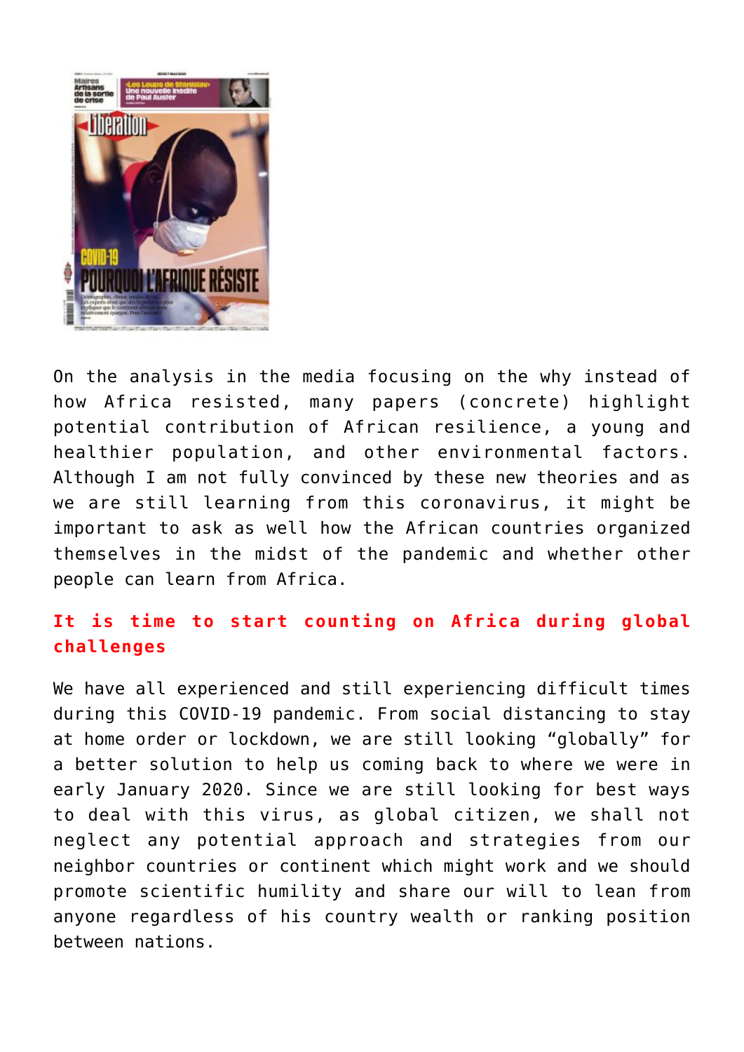On the analysis in the media focusing on the why instead of how Africa resisted, many papers (concrete) highlight potential contribution of African resilience, a young and healthier population, and other environmental factors. Although I am not fully convinced by these new theories and as we are still learning from this coronavirus, it might be important to ask as well how the African countries organized themselves in the midst of the pandemic and whether other people can learn from Africa.

## It is time to start counting on Africa during global challenges

We have all experienced and still experiencing difficult times during this COVID-19 pandemic. From social distancing to stay at home order or lockdown, we are still looking "globally" for a better solution to help us coming back to where we were in early January 2020. Since we are still looking for best ways to deal with this virus, as global citizen, we shall not neglect any potential approach and strategies from our neighbor countries or continent which might work and we should promote scientific humility and share our will to lean from anyone regardless of his country wealth or ranking position between nations.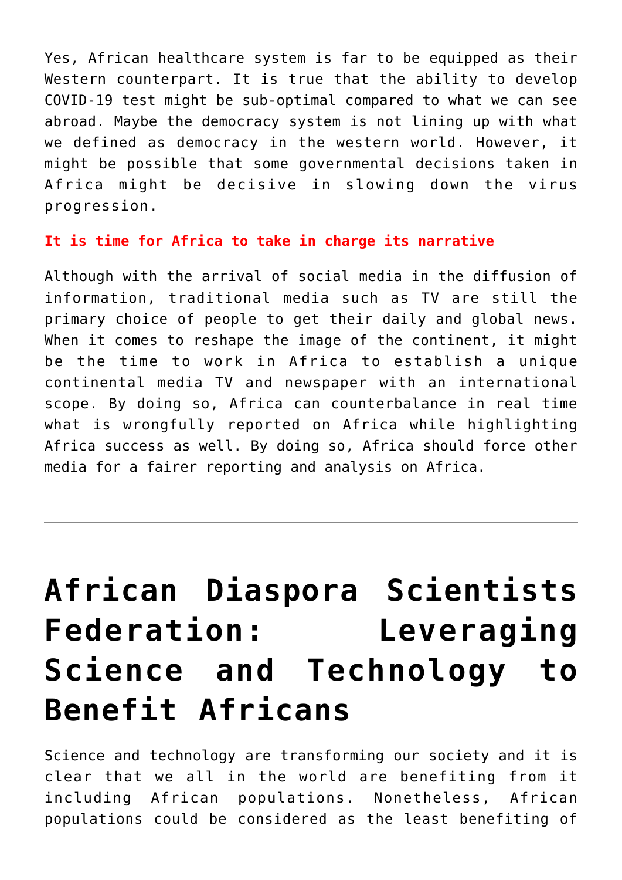Yes, African healthcare system is far to be equipped as their Western counterpart. It is true that the ability to develop COVID-19 test might be sub-optimal compared to what we can see abroad. Maybe the democracy system is not lining up with what we defined as democracy in the western world. However, it might be possible that some governmental decisions taken in Africa might be decisive in slowing down the virus progression.

**It is time for Africa to take in charge its narrative**

Although with the arrival of social media in the diffusion of information, traditional media such as TV are still the primary choice of people to get their daily and global news. When it comes to reshape the image of the continent, it might be the time to work in Africa to establish a unique continental media TV and newspaper with an international scope. By doing so, Africa can counterbalance in real time what is wrongfully reported on Africa while highlighting Africa success as well. By doing so, Africa should force other media for a fairer reporting and analysis on Africa.

---

# African Diaspora Scientists Federation: Leveraging Science and Technology to Benefit Africans

Science and technology are transforming our society and it is clear that we all in the world are benefiting from it including African populations. Nonetheless, African populations could be considered as the least benefiting of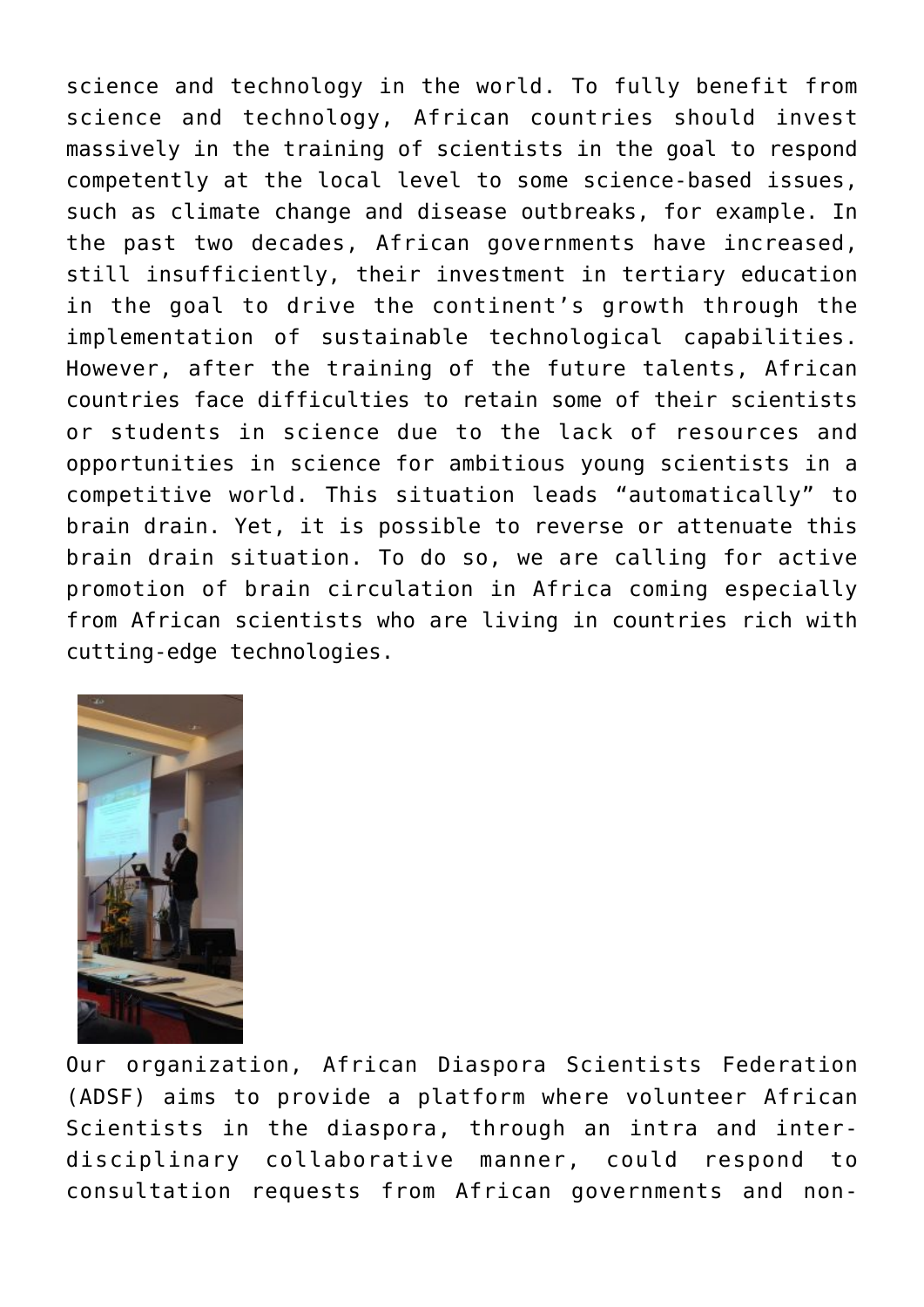science and technology in the world. To fully benefit from science and technology, African countries should invest massively in the training of scientists in the goal to respond competently at the local level to some science-based issues, such as climate change and disease outbreaks, for example. In the past two decades, African governments have increased, still insufficiently, their investment in tertiary education in the goal to drive the continent's growth through the implementation of sustainable technological capabilities. However, after the training of the future talents, African countries face difficulties to retain some of their scientists or students in science due to the lack of resources and opportunities in science for ambitious young scientists in a competitive world. This situation leads "automatically" to brain drain. Yet, it is possible to reverse or attenuate this brain drain situation. To do so, we are calling for active promotion of brain circulation in Africa coming especially from African scientists who are living in countries rich with cutting-edge technologies.

Our organization, African Diaspora Scientists Federation (ADSF) aims to provide a platform where volunteer African Scientists in the diaspora, through an intra and inter-disciplinary collaborative manner, could respond to consultation requests from African governments and non-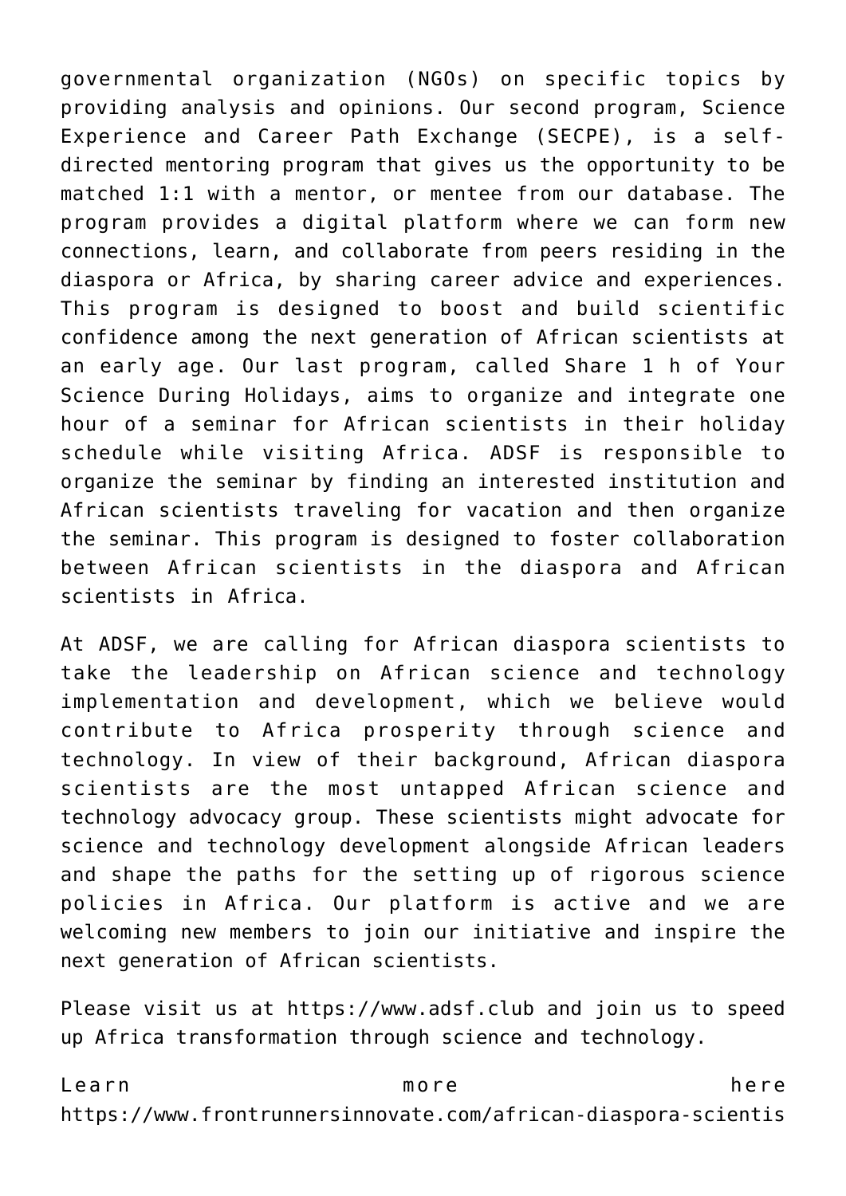governmental organization (NGOs) on specific topics by providing analysis and opinions. Our second program, Science Experience and Career Path Exchange (SECPE), is a self-directed mentoring program that gives us the opportunity to be matched 1:1 with a mentor, or mentee from our database. The program provides a digital platform where we can form new connections, learn, and collaborate from peers residing in the diaspora or Africa, by sharing career advice and experiences. This program is designed to boost and build scientific confidence among the next generation of African scientists at an early age. Our last program, called Share 1 h of Your Science During Holidays, aims to organize and integrate one hour of a seminar for African scientists in their holiday schedule while visiting Africa. ADSF is responsible to organize the seminar by finding an interested institution and African scientists traveling for vacation and then organize the seminar. This program is designed to foster collaboration between African scientists in the diaspora and African scientists in Africa.

At ADSF, we are calling for African diaspora scientists to take the leadership on African science and technology implementation and development, which we believe would contribute to Africa prosperity through science and technology. In view of their background, African diaspora scientists are the most untapped African science and technology advocacy group. These scientists might advocate for science and technology development alongside African leaders and shape the paths for the setting up of rigorous science policies in Africa. Our platform is active and we are welcoming new members to join our initiative and inspire the next generation of African scientists.

Please visit us at https://www.adsf.club and join us to speed up Africa transformation through science and technology.

Learn more here https://www.frontrunnersinnovate.com/african-diaspora-scientis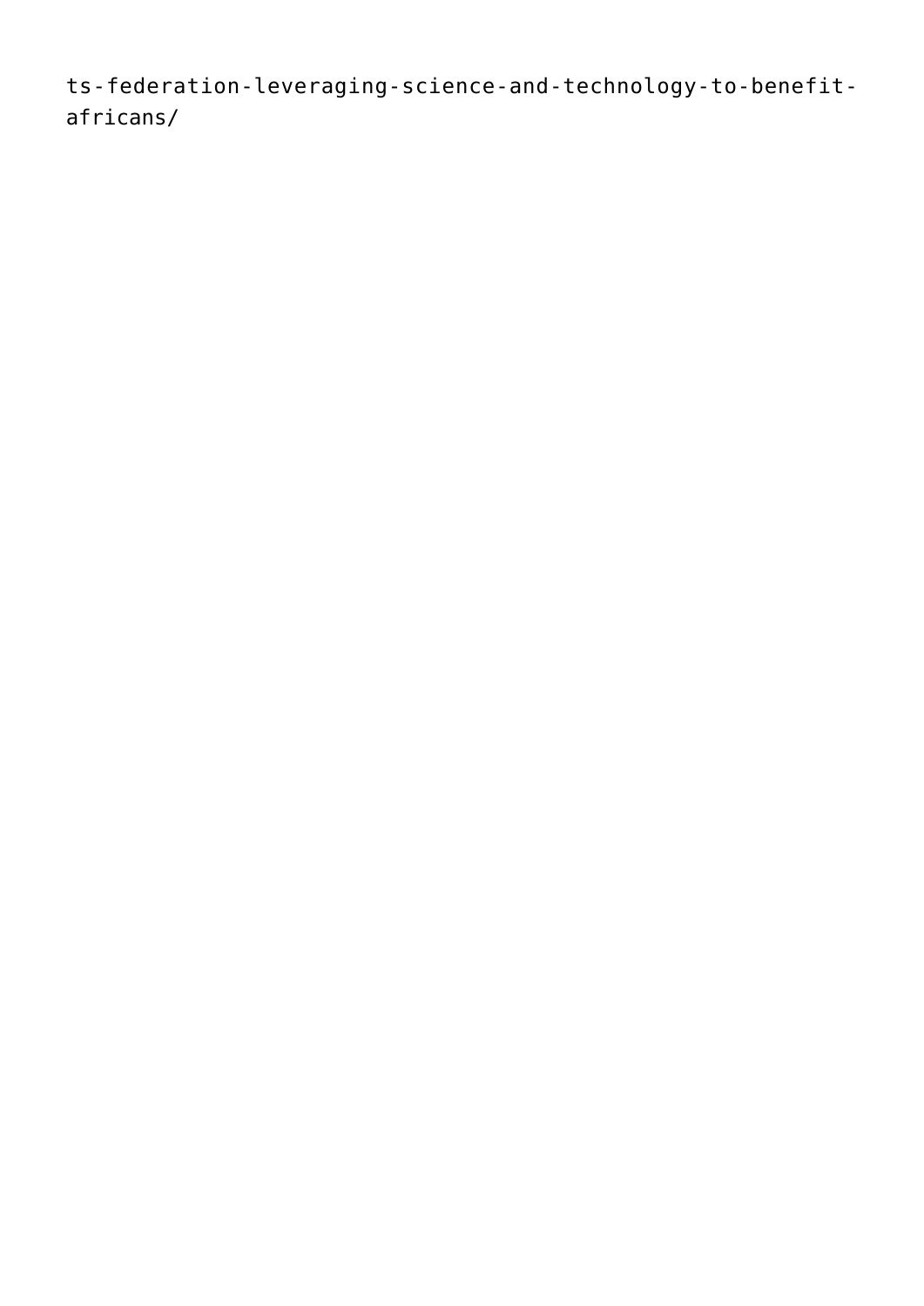ts-federation-leveraging-science-and-technology-to-benefit-africans/